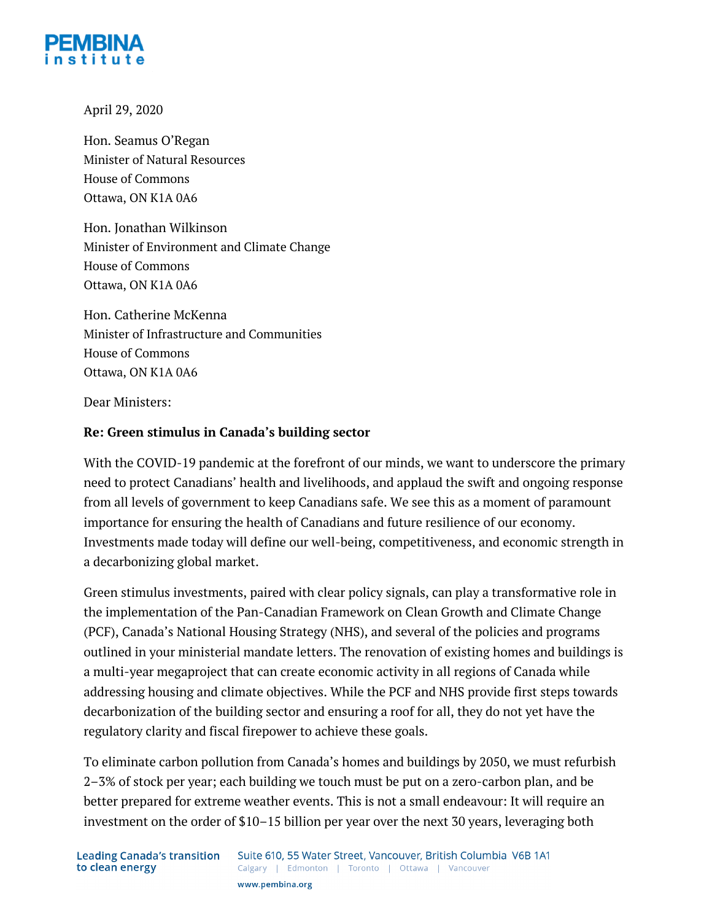April 29, 2020

Hon. Seamus O'Regan
Minister of Natural Resources
House of Commons
Ottawa, ON K1A 0A6

Hon. Jonathan Wilkinson
Minister of Environment and Climate Change
House of Commons
Ottawa, ON K1A 0A6

Hon. Catherine McKenna
Minister of Infrastructure and Communities
House of Commons
Ottawa, ON K1A 0A6

Dear Ministers:

**Re: Green stimulus in Canada's building sector**

With the COVID-19 pandemic at the forefront of our minds, we want to underscore the primary need to protect Canadians' health and livelihoods, and applaud the swift and ongoing response from all levels of government to keep Canadians safe. We see this as a moment of paramount importance for ensuring the health of Canadians and future resilience of our economy. Investments made today will define our well-being, competitiveness, and economic strength in a decarbonizing global market.

Green stimulus investments, paired with clear policy signals, can play a transformative role in the implementation of the Pan-Canadian Framework on Clean Growth and Climate Change (PCF), Canada's National Housing Strategy (NHS), and several of the policies and programs outlined in your ministerial mandate letters. The renovation of existing homes and buildings is a multi-year megaproject that can create economic activity in all regions of Canada while addressing housing and climate objectives. While the PCF and NHS provide first steps towards decarbonization of the building sector and ensuring a roof for all, they do not yet have the regulatory clarity and fiscal firepower to achieve these goals.

To eliminate carbon pollution from Canada's homes and buildings by 2050, we must refurbish 2–3% of stock per year; each building we touch must be put on a zero-carbon plan, and be better prepared for extreme weather events. This is not a small endeavour: It will require an investment on the order of $10–15 billion per year over the next 30 years, leveraging both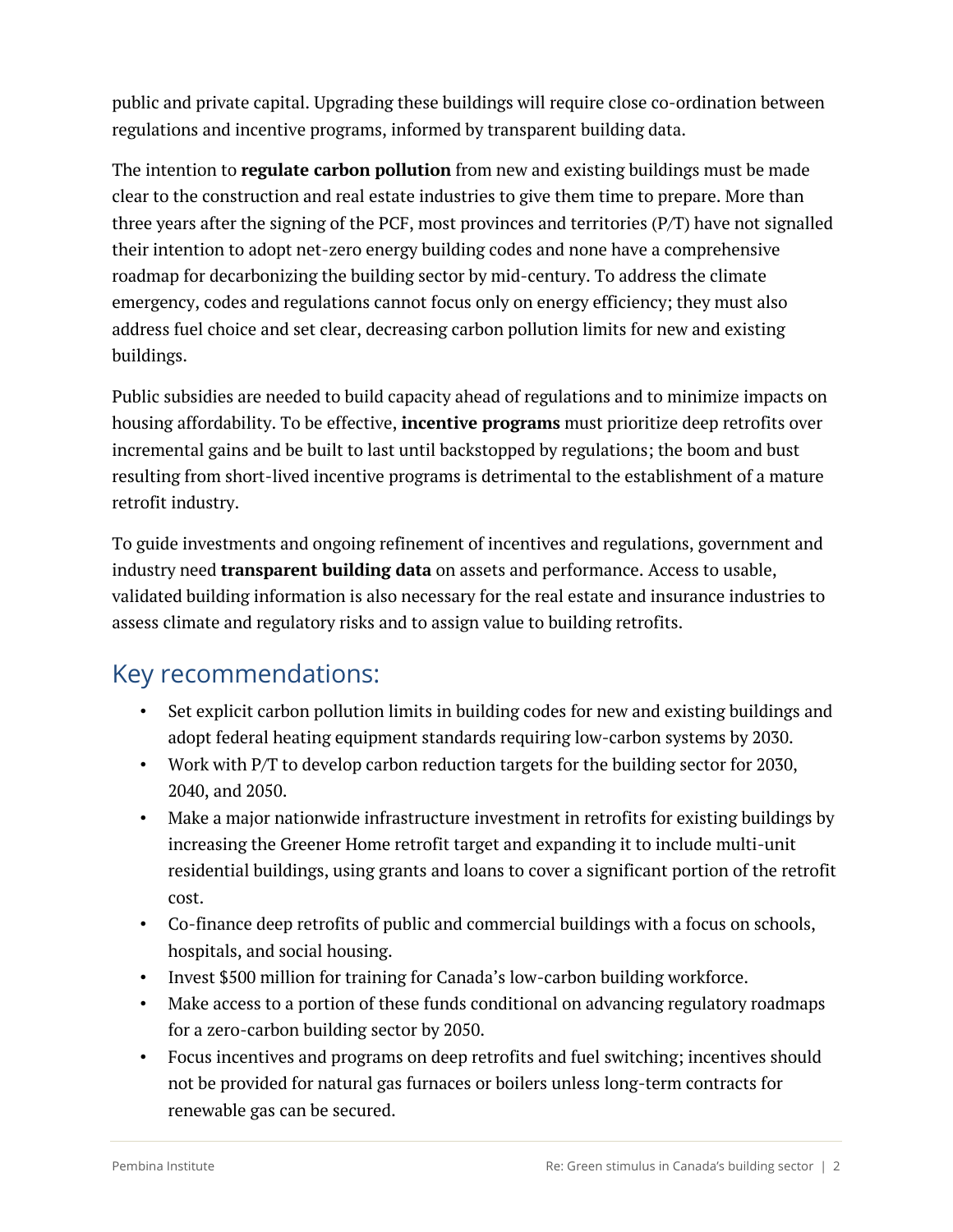public and private capital. Upgrading these buildings will require close co-ordination between regulations and incentive programs, informed by transparent building data.

The intention to **regulate carbon pollution** from new and existing buildings must be made clear to the construction and real estate industries to give them time to prepare. More than three years after the signing of the PCF, most provinces and territories (P/T) have not signalled their intention to adopt net-zero energy building codes and none have a comprehensive roadmap for decarbonizing the building sector by mid-century. To address the climate emergency, codes and regulations cannot focus only on energy efficiency; they must also address fuel choice and set clear, decreasing carbon pollution limits for new and existing buildings.

Public subsidies are needed to build capacity ahead of regulations and to minimize impacts on housing affordability. To be effective, **incentive programs** must prioritize deep retrofits over incremental gains and be built to last until backstopped by regulations; the boom and bust resulting from short-lived incentive programs is detrimental to the establishment of a mature retrofit industry.

To guide investments and ongoing refinement of incentives and regulations, government and industry need **transparent building data** on assets and performance. Access to usable, validated building information is also necessary for the real estate and insurance industries to assess climate and regulatory risks and to assign value to building retrofits.

## Key recommendations:

- Set explicit carbon pollution limits in building codes for new and existing buildings and adopt federal heating equipment standards requiring low-carbon systems by 2030.
- Work with P/T to develop carbon reduction targets for the building sector for 2030, 2040, and 2050.
- Make a major nationwide infrastructure investment in retrofits for existing buildings by increasing the Greener Home retrofit target and expanding it to include multi-unit residential buildings, using grants and loans to cover a significant portion of the retrofit cost.
- Co-finance deep retrofits of public and commercial buildings with a focus on schools, hospitals, and social housing.
- Invest $500 million for training for Canada's low-carbon building workforce.
- Make access to a portion of these funds conditional on advancing regulatory roadmaps for a zero-carbon building sector by 2050.
- Focus incentives and programs on deep retrofits and fuel switching; incentives should not be provided for natural gas furnaces or boilers unless long-term contracts for renewable gas can be secured.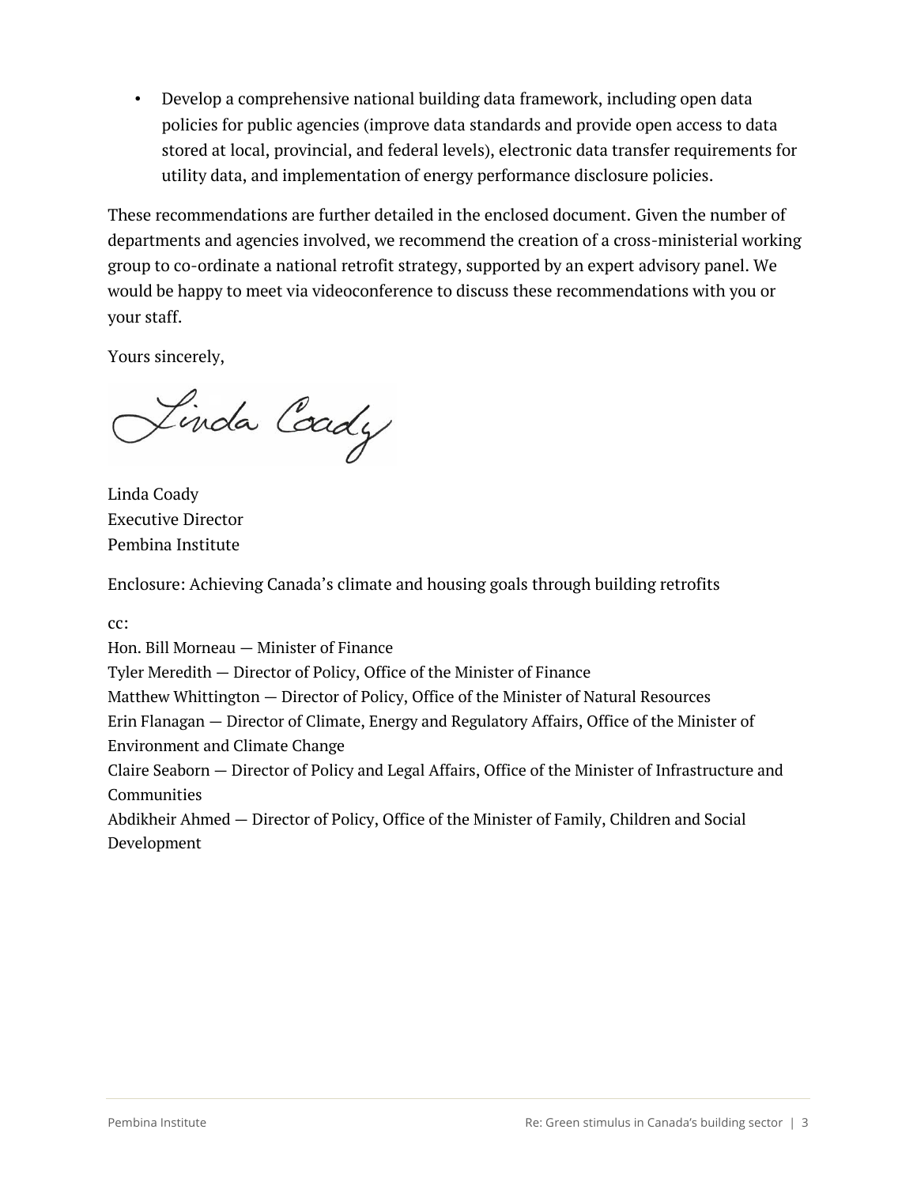- Develop a comprehensive national building data framework, including open data policies for public agencies (improve data standards and provide open access to data stored at local, provincial, and federal levels), electronic data transfer requirements for utility data, and implementation of energy performance disclosure policies.

These recommendations are further detailed in the enclosed document. Given the number of departments and agencies involved, we recommend the creation of a cross-ministerial working group to co-ordinate a national retrofit strategy, supported by an expert advisory panel. We would be happy to meet via videoconference to discuss these recommendations with you or your staff.

Yours sincerely,

Linda Coady
Executive Director
Pembina Institute

Enclosure: Achieving Canada's climate and housing goals through building retrofits

cc:
Hon. Bill Morneau — Minister of Finance
Tyler Meredith — Director of Policy, Office of the Minister of Finance
Matthew Whittington — Director of Policy, Office of the Minister of Natural Resources
Erin Flanagan — Director of Climate, Energy and Regulatory Affairs, Office of the Minister of Environment and Climate Change
Claire Seaborn — Director of Policy and Legal Affairs, Office of the Minister of Infrastructure and Communities
Abdikheir Ahmed — Director of Policy, Office of the Minister of Family, Children and Social Development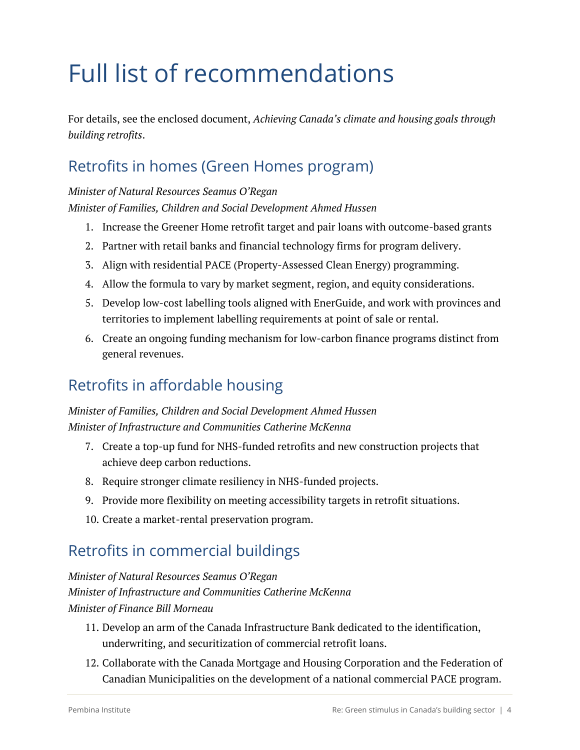# Full list of recommendations

For details, see the enclosed document, *Achieving Canada's climate and housing goals through building retrofits*.

## Retrofits in homes (Green Homes program)

*Minister of Natural Resources Seamus O'Regan*
*Minister of Families, Children and Social Development Ahmed Hussen*

1. Increase the Greener Home retrofit target and pair loans with outcome-based grants
2. Partner with retail banks and financial technology firms for program delivery.
3. Align with residential PACE (Property-Assessed Clean Energy) programming.
4. Allow the formula to vary by market segment, region, and equity considerations.
5. Develop low-cost labelling tools aligned with EnerGuide, and work with provinces and territories to implement labelling requirements at point of sale or rental.
6. Create an ongoing funding mechanism for low-carbon finance programs distinct from general revenues.

## Retrofits in affordable housing

*Minister of Families, Children and Social Development Ahmed Hussen*
*Minister of Infrastructure and Communities Catherine McKenna*

7. Create a top-up fund for NHS-funded retrofits and new construction projects that achieve deep carbon reductions.
8. Require stronger climate resiliency in NHS-funded projects.
9. Provide more flexibility on meeting accessibility targets in retrofit situations.
10. Create a market-rental preservation program.

## Retrofits in commercial buildings

*Minister of Natural Resources Seamus O'Regan*
*Minister of Infrastructure and Communities Catherine McKenna*
*Minister of Finance Bill Morneau*

11. Develop an arm of the Canada Infrastructure Bank dedicated to the identification, underwriting, and securitization of commercial retrofit loans.
12. Collaborate with the Canada Mortgage and Housing Corporation and the Federation of Canadian Municipalities on the development of a national commercial PACE program.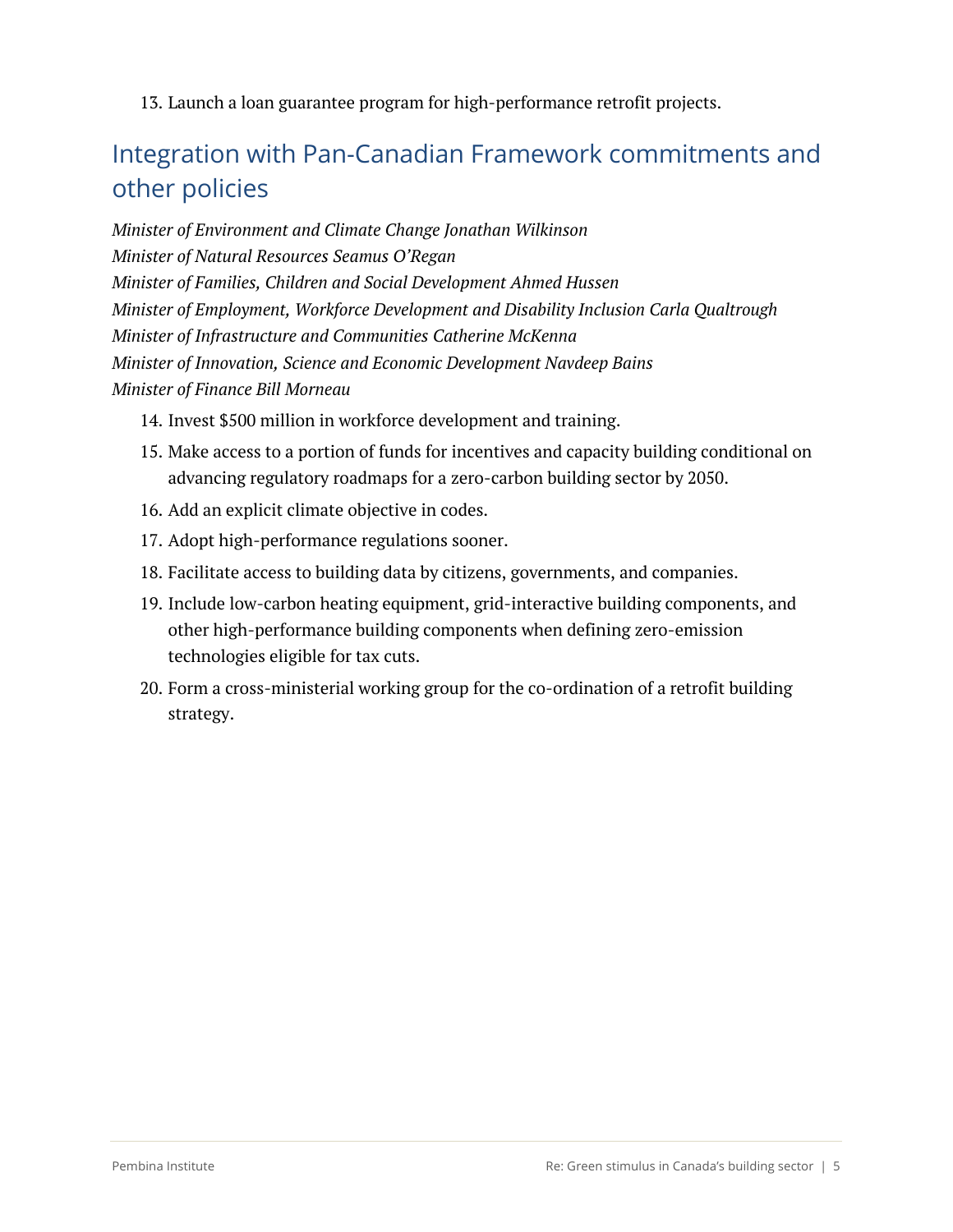13. Launch a loan guarantee program for high-performance retrofit projects.

## Integration with Pan-Canadian Framework commitments and other policies

*Minister of Environment and Climate Change Jonathan Wilkinson*
*Minister of Natural Resources Seamus O'Regan*
*Minister of Families, Children and Social Development Ahmed Hussen*
*Minister of Employment, Workforce Development and Disability Inclusion Carla Qualtrough*
*Minister of Infrastructure and Communities Catherine McKenna*
*Minister of Innovation, Science and Economic Development Navdeep Bains*
*Minister of Finance Bill Morneau*

14. Invest $500 million in workforce development and training.
15. Make access to a portion of funds for incentives and capacity building conditional on advancing regulatory roadmaps for a zero-carbon building sector by 2050.
16. Add an explicit climate objective in codes.
17. Adopt high-performance regulations sooner.
18. Facilitate access to building data by citizens, governments, and companies.
19. Include low-carbon heating equipment, grid-interactive building components, and other high-performance building components when defining zero-emission technologies eligible for tax cuts.
20. Form a cross-ministerial working group for the co-ordination of a retrofit building strategy.